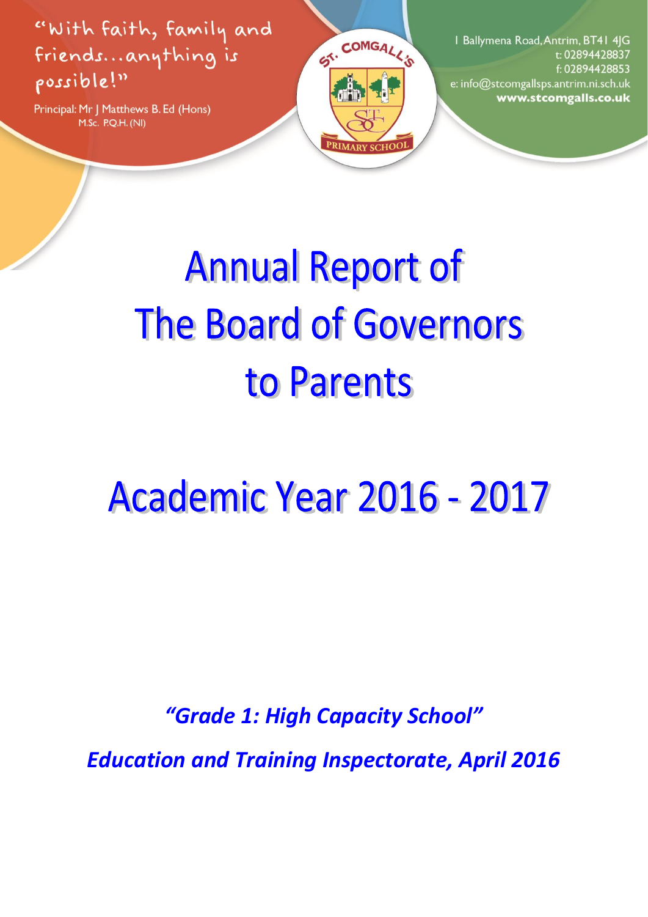"With faith, family and friends...anything is possible!"

Principal: Mr J Matthews B. Ed (Hons) M.Sc. P.Q.H. (NI)

1 Ballymena Road, Antrim, BT41 4JG
t: 02894428837
f: 02894428853
e: info@stcomgallsps.antrim.ni.sch.uk
**www.stcomgalls.co.uk**

ST. COMGALL'S PRIMARY SCHOOL

# Annual Report of The Board of Governors to Parents

# Academic Year 2016 - 2017

***"Grade 1: High Capacity School"***

***Education and Training Inspectorate, April 2016***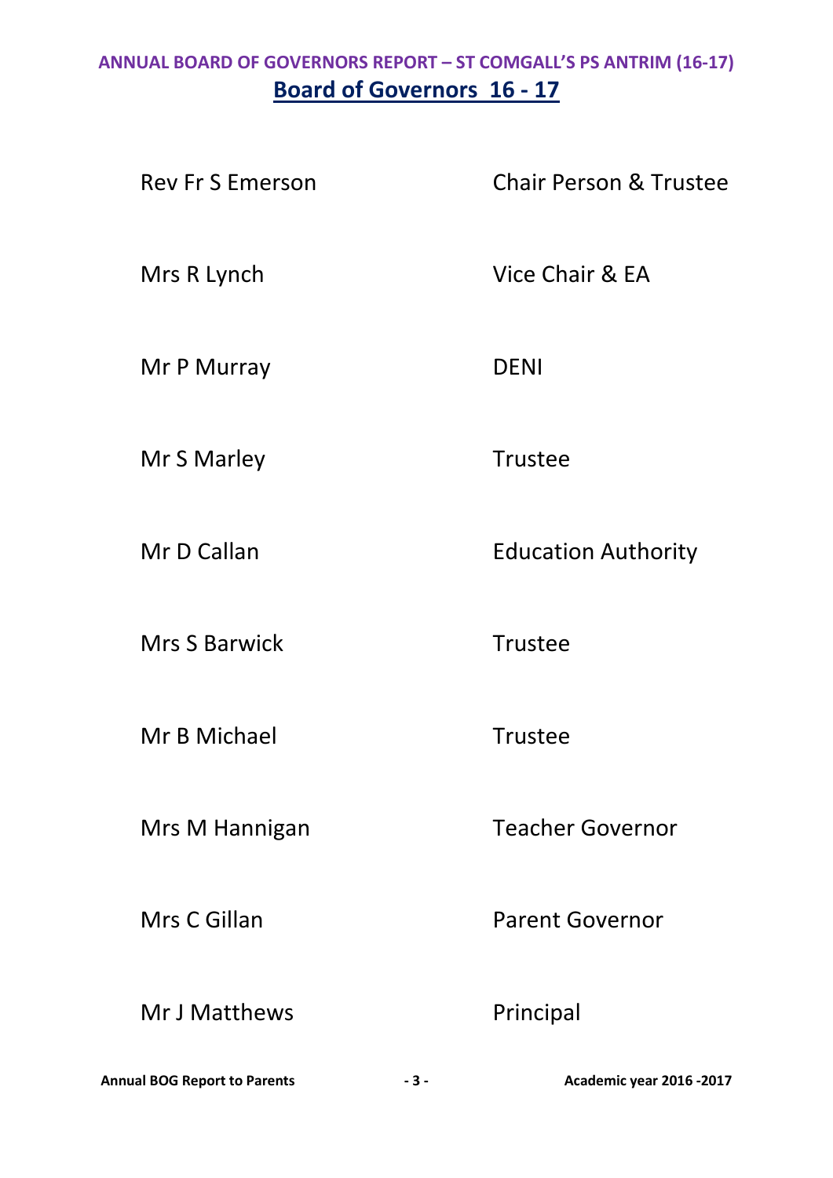## Board of Governors 16 - 17

| Name | Role |
| --- | --- |
| Rev Fr S Emerson | Chair Person & Trustee |
| Mrs R Lynch | Vice Chair & EA |
| Mr P Murray | DENI |
| Mr S Marley | Trustee |
| Mr D Callan | Education Authority |
| Mrs S Barwick | Trustee |
| Mr B Michael | Trustee |
| Mrs M Hannigan | Teacher Governor |
| Mrs C Gillan | Parent Governor |
| Mr J Matthews | Principal |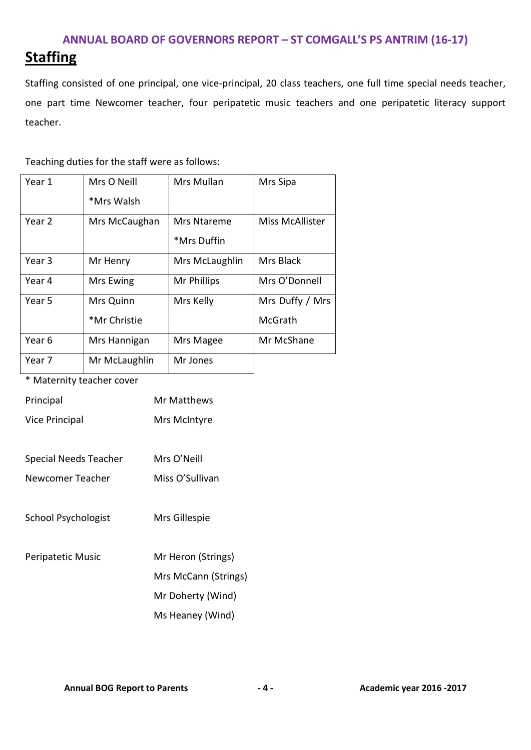ANNUAL BOARD OF GOVERNORS REPORT – ST COMGALL'S PS ANTRIM (16-17)

## Staffing

Staffing consisted of one principal, one vice-principal, 20 class teachers, one full time special needs teacher, one part time Newcomer teacher, four peripatetic music teachers and one peripatetic literacy support teacher.

Teaching duties for the staff were as follows:

| | | | |
|---|---|---|---|
| Year 1 | Mrs O Neill<br>*Mrs Walsh | Mrs Mullan | Mrs Sipa |
| Year 2 | Mrs McCaughan | Mrs Ntareme<br>*Mrs Duffin | Miss McAllister |
| Year 3 | Mr Henry | Mrs McLaughlin | Mrs Black |
| Year 4 | Mrs Ewing | Mr Phillips | Mrs O'Donnell |
| Year 5 | Mrs Quinn<br>*Mr Christie | Mrs Kelly | Mrs Duffy / Mrs McGrath |
| Year 6 | Mrs Hannigan | Mrs Magee | Mr McShane |
| Year 7 | Mr McLaughlin | Mr Jones | |

* Maternity teacher cover

Principal Mr Matthews

Vice Principal Mrs McIntyre

Special Needs Teacher Mrs O'Neill

Newcomer Teacher Miss O'Sullivan

School Psychologist Mrs Gillespie

Peripatetic Music Mr Heron (Strings)
Mrs McCann (Strings)
Mr Doherty (Wind)
Ms Heaney (Wind)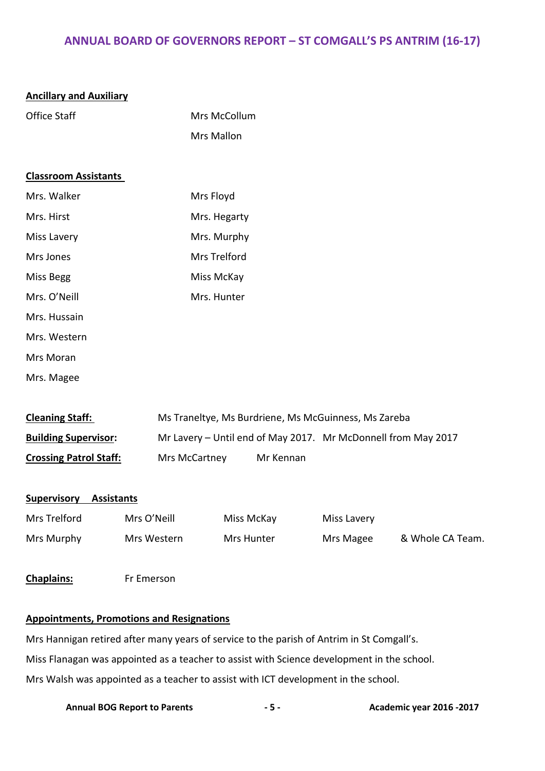# ANNUAL BOARD OF GOVERNORS REPORT – ST COMGALL'S PS ANTRIM (16-17)

**Ancillary and Auxiliary**

| | |
|---|---|
| Office Staff | Mrs McCollum |
| | Mrs Mallon |

**Classroom Assistants**

| | |
|---|---|
| Mrs. Walker | Mrs Floyd |
| Mrs. Hirst | Mrs. Hegarty |
| Miss Lavery | Mrs. Murphy |
| Mrs Jones | Mrs Trelford |
| Miss Begg | Miss McKay |
| Mrs. O'Neill | Mrs. Hunter |
| Mrs. Hussain | |
| Mrs. Western | |
| Mrs Moran | |
| Mrs. Magee | |

**Cleaning Staff:** Ms Traneltye, Ms Burdriene, Ms McGuinness, Ms Zareba

**Building Supervisor:** Mr Lavery – Until end of May 2017. Mr McDonnell from May 2017

**Crossing Patrol Staff:** Mrs McCartney Mr Kennan

**Supervisory Assistants**

| | | | | |
|---|---|---|---|---|
| Mrs Trelford | Mrs O'Neill | Miss McKay | Miss Lavery | |
| Mrs Murphy | Mrs Western | Mrs Hunter | Mrs Magee | & Whole CA Team. |

**Chaplains:** Fr Emerson

**Appointments, Promotions and Resignations**

Mrs Hannigan retired after many years of service to the parish of Antrim in St Comgall's.

Miss Flanagan was appointed as a teacher to assist with Science development in the school.

Mrs Walsh was appointed as a teacher to assist with ICT development in the school.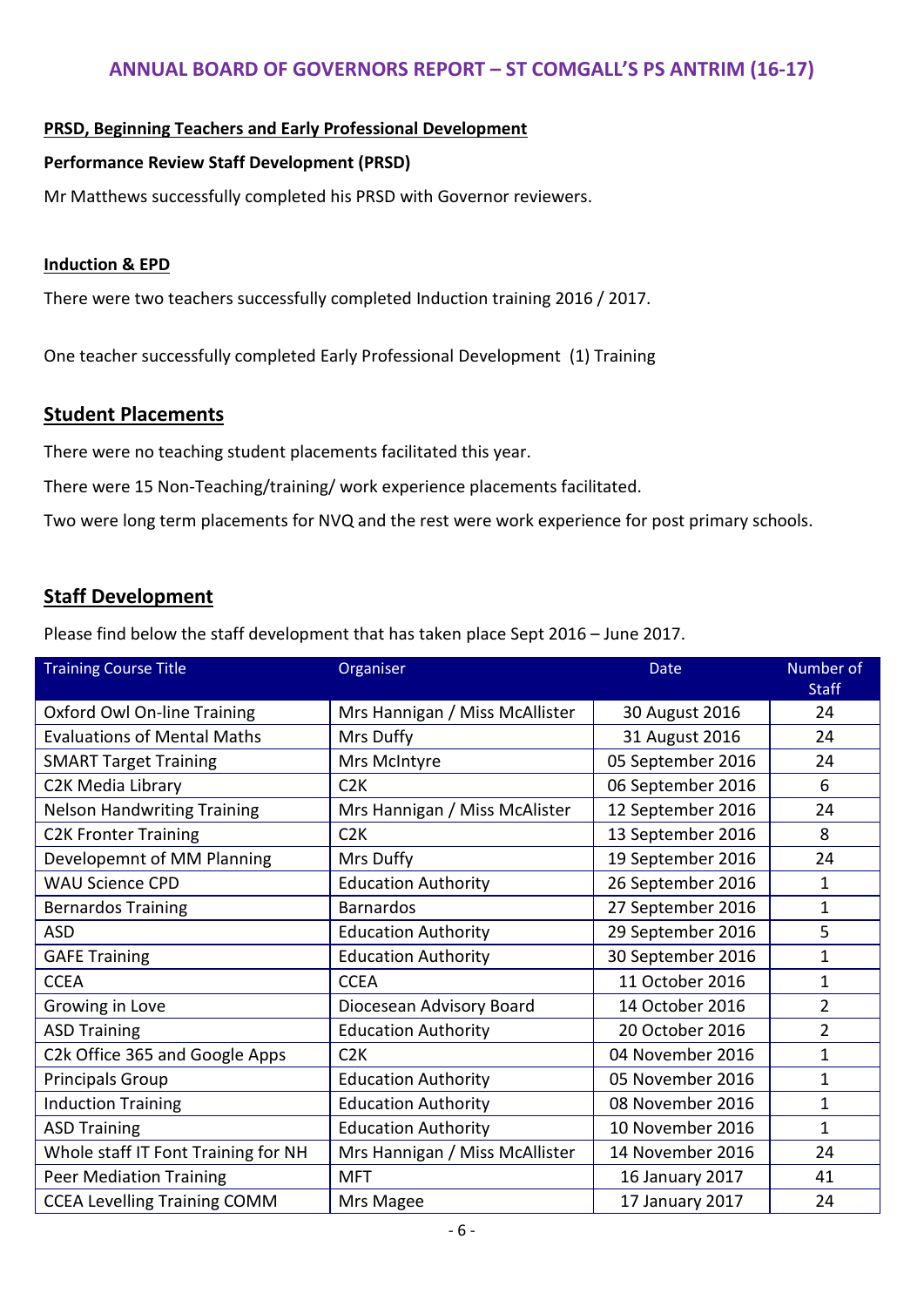## ANNUAL BOARD OF GOVERNORS REPORT – ST COMGALL'S PS ANTRIM (16-17)

**PRSD, Beginning Teachers and Early Professional Development**

**Performance Review Staff Development (PRSD)**

Mr Matthews successfully completed his PRSD with Governor reviewers.

**Induction & EPD**

There were two teachers successfully completed Induction training 2016 / 2017.

One teacher successfully completed Early Professional Development (1) Training

## Student Placements

There were no teaching student placements facilitated this year.

There were 15 Non-Teaching/training/ work experience placements facilitated.

Two were long term placements for NVQ and the rest were work experience for post primary schools.

## Staff Development

Please find below the staff development that has taken place Sept 2016 – June 2017.

| Training Course Title | Organiser | Date | Number of Staff |
|---|---|---|---|
| Oxford Owl On-line Training | Mrs Hannigan / Miss McAllister | 30 August 2016 | 24 |
| Evaluations of Mental Maths | Mrs Duffy | 31 August 2016 | 24 |
| SMART Target Training | Mrs McIntyre | 05 September 2016 | 24 |
| C2K Media Library | C2K | 06 September 2016 | 6 |
| Nelson Handwriting Training | Mrs Hannigan / Miss McAlister | 12 September 2016 | 24 |
| C2K Fronter Training | C2K | 13 September 2016 | 8 |
| Developemnt of MM Planning | Mrs Duffy | 19 September 2016 | 24 |
| WAU Science CPD | Education Authority | 26 September 2016 | 1 |
| Bernardos Training | Barnardos | 27 September 2016 | 1 |
| ASD | Education Authority | 29 September 2016 | 5 |
| GAFE Training | Education Authority | 30 September 2016 | 1 |
| CCEA | CCEA | 11 October 2016 | 1 |
| Growing in Love | Diocesean Advisory Board | 14 October 2016 | 2 |
| ASD Training | Education Authority | 20 October 2016 | 2 |
| C2k Office 365 and Google Apps | C2K | 04 November 2016 | 1 |
| Principals Group | Education Authority | 05 November 2016 | 1 |
| Induction Training | Education Authority | 08 November 2016 | 1 |
| ASD Training | Education Authority | 10 November 2016 | 1 |
| Whole staff IT Font Training for NH | Mrs Hannigan / Miss McAllister | 14 November 2016 | 24 |
| Peer Mediation Training | MFT | 16 January 2017 | 41 |
| CCEA Levelling Training COMM | Mrs Magee | 17 January 2017 | 24 |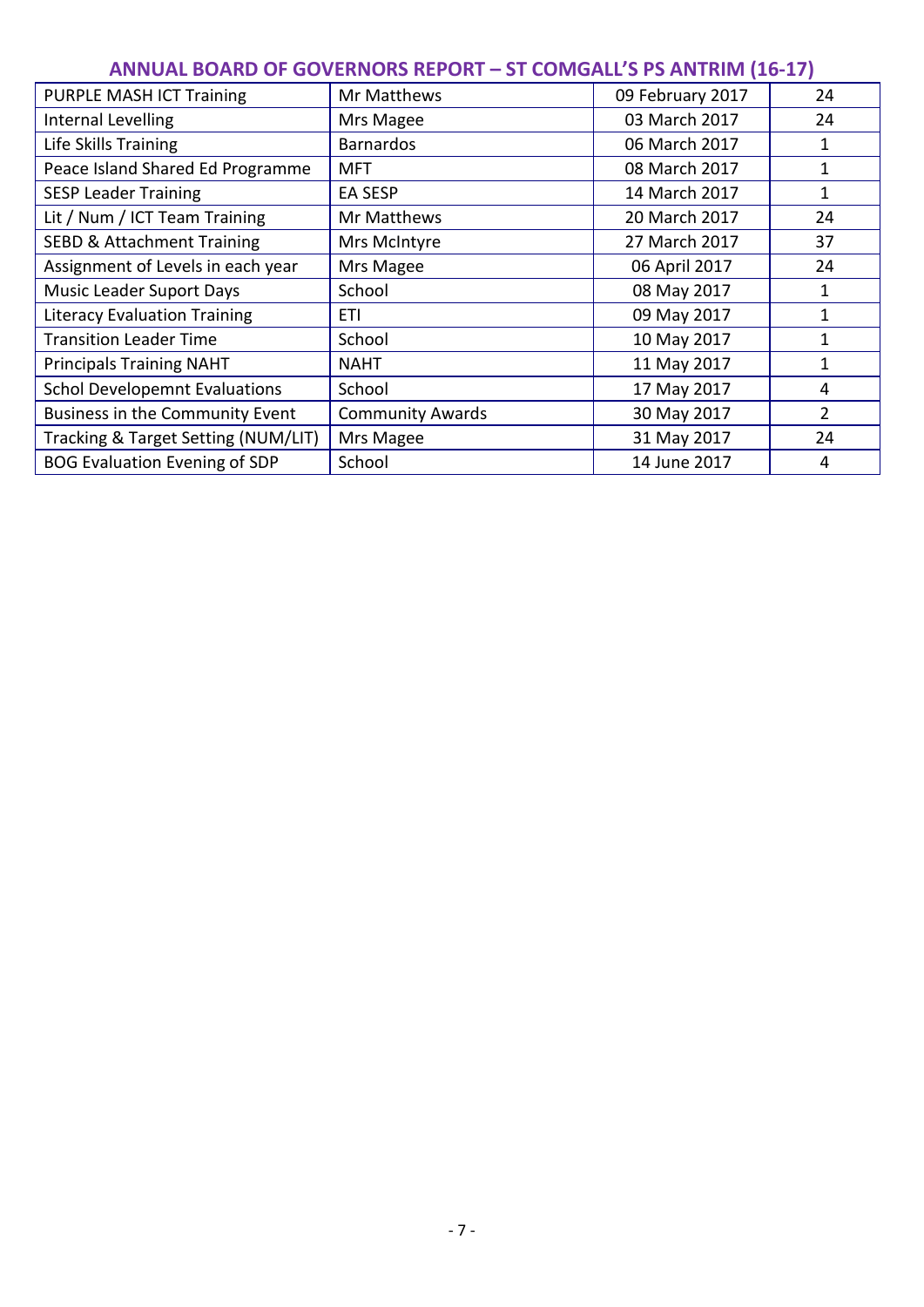| PURPLE MASH ICT Training | Mr Matthews | 09 February 2017 | 24 |
|---|---|---|---|
| Internal Levelling | Mrs Magee | 03 March 2017 | 24 |
| Life Skills Training | Barnardos | 06 March 2017 | 1 |
| Peace Island Shared Ed Programme | MFT | 08 March 2017 | 1 |
| SESP Leader Training | EA SESP | 14 March 2017 | 1 |
| Lit / Num / ICT Team Training | Mr Matthews | 20 March 2017 | 24 |
| SEBD & Attachment Training | Mrs McIntyre | 27 March 2017 | 37 |
| Assignment of Levels in each year | Mrs Magee | 06 April 2017 | 24 |
| Music Leader Suport Days | School | 08 May 2017 | 1 |
| Literacy Evaluation Training | ETI | 09 May 2017 | 1 |
| Transition Leader Time | School | 10 May 2017 | 1 |
| Principals Training NAHT | NAHT | 11 May 2017 | 1 |
| Schol Developemnt Evaluations | School | 17 May 2017 | 4 |
| Business in the Community Event | Community Awards | 30 May 2017 | 2 |
| Tracking & Target Setting (NUM/LIT) | Mrs Magee | 31 May 2017 | 24 |
| BOG Evaluation Evening of SDP | School | 14 June 2017 | 4 |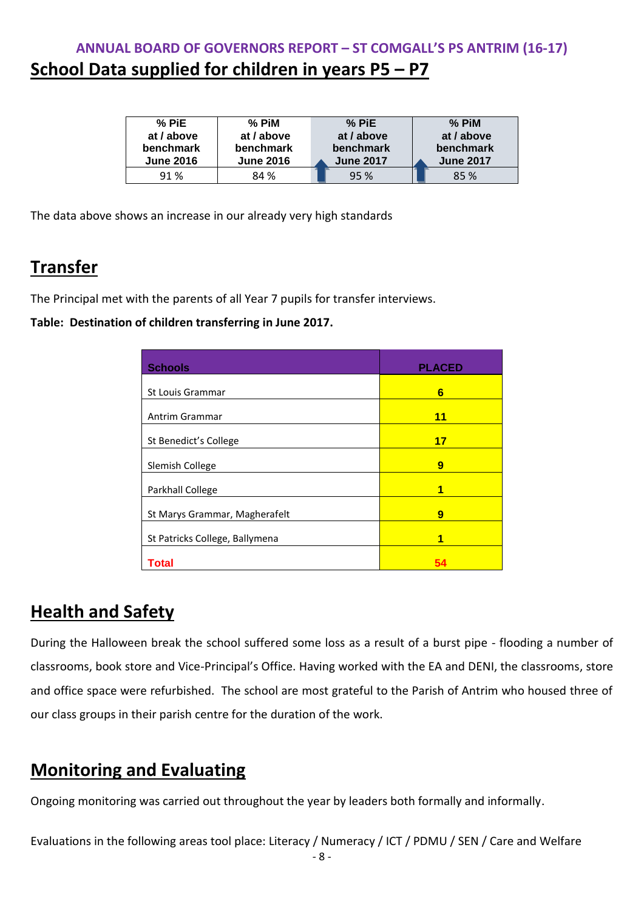## ANNUAL BOARD OF GOVERNORS REPORT – ST COMGALL'S PS ANTRIM (16-17)

# School Data supplied for children in years P5 – P7

| % PiE at / above benchmark June 2016 | % PiM at / above benchmark June 2016 | % PiE at / above benchmark June 2017 | % PiM at / above benchmark June 2017 |
|---|---|---|---|
| 91 % | 84 % | 95 % | 85 % |

The data above shows an increase in our already very high standards

# Transfer

The Principal met with the parents of all Year 7 pupils for transfer interviews.

**Table: Destination of children transferring in June 2017.**

| Schools | PLACED |
|---|---|
| St Louis Grammar | 6 |
| Antrim Grammar | 11 |
| St Benedict's College | 17 |
| Slemish College | 9 |
| Parkhall College | 1 |
| St Marys Grammar, Magherafelt | 9 |
| St Patricks College, Ballymena | 1 |
| **Total** | **54** |

# Health and Safety

During the Halloween break the school suffered some loss as a result of a burst pipe - flooding a number of classrooms, book store and Vice-Principal's Office. Having worked with the EA and DENI, the classrooms, store and office space were refurbished. The school are most grateful to the Parish of Antrim who housed three of our class groups in their parish centre for the duration of the work.

# Monitoring and Evaluating

Ongoing monitoring was carried out throughout the year by leaders both formally and informally.

Evaluations in the following areas tool place: Literacy / Numeracy / ICT / PDMU / SEN / Care and Welfare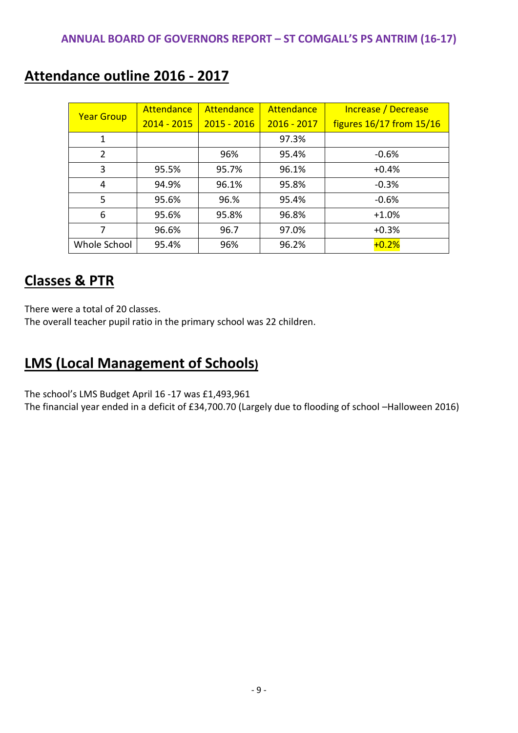## Attendance outline 2016 - 2017

| Year Group | Attendance 2014 - 2015 | Attendance 2015 - 2016 | Attendance 2016 - 2017 | Increase / Decrease figures 16/17 from 15/16 |
|---|---|---|---|---|
| 1 | | | 97.3% | |
| 2 | | 96% | 95.4% | -0.6% |
| 3 | 95.5% | 95.7% | 96.1% | +0.4% |
| 4 | 94.9% | 96.1% | 95.8% | -0.3% |
| 5 | 95.6% | 96.% | 95.4% | -0.6% |
| 6 | 95.6% | 95.8% | 96.8% | +1.0% |
| 7 | 96.6% | 96.7 | 97.0% | +0.3% |
| Whole School | 95.4% | 96% | 96.2% | +0.2% |

## Classes & PTR

There were a total of 20 classes.
The overall teacher pupil ratio in the primary school was 22 children.

## LMS (Local Management of Schools)

The school's LMS Budget April 16 -17 was £1,493,961
The financial year ended in a deficit of £34,700.70 (Largely due to flooding of school –Halloween 2016)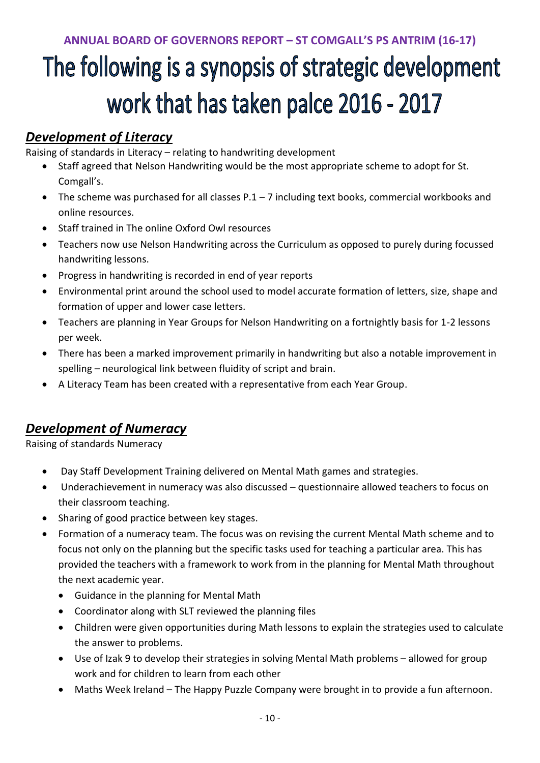**ANNUAL BOARD OF GOVERNORS REPORT – ST COMGALL'S PS ANTRIM (16-17)**

# The following is a synopsis of strategic development work that has taken palce 2016 - 2017

## ***Development of Literacy***

Raising of standards in Literacy – relating to handwriting development

- Staff agreed that Nelson Handwriting would be the most appropriate scheme to adopt for St. Comgall's.
- The scheme was purchased for all classes P.1 – 7 including text books, commercial workbooks and online resources.
- Staff trained in The online Oxford Owl resources
- Teachers now use Nelson Handwriting across the Curriculum as opposed to purely during focussed handwriting lessons.
- Progress in handwriting is recorded in end of year reports
- Environmental print around the school used to model accurate formation of letters, size, shape and formation of upper and lower case letters.
- Teachers are planning in Year Groups for Nelson Handwriting on a fortnightly basis for 1-2 lessons per week.
- There has been a marked improvement primarily in handwriting but also a notable improvement in spelling – neurological link between fluidity of script and brain.
- A Literacy Team has been created with a representative from each Year Group.

## ***Development of Numeracy***

Raising of standards Numeracy

- Day Staff Development Training delivered on Mental Math games and strategies.
- Underachievement in numeracy was also discussed – questionnaire allowed teachers to focus on their classroom teaching.
- Sharing of good practice between key stages.
- Formation of a numeracy team. The focus was on revising the current Mental Math scheme and to focus not only on the planning but the specific tasks used for teaching a particular area. This has provided the teachers with a framework to work from in the planning for Mental Math throughout the next academic year.
  - Guidance in the planning for Mental Math
  - Coordinator along with SLT reviewed the planning files
  - Children were given opportunities during Math lessons to explain the strategies used to calculate the answer to problems.
  - Use of Izak 9 to develop their strategies in solving Mental Math problems – allowed for group work and for children to learn from each other
  - Maths Week Ireland – The Happy Puzzle Company were brought in to provide a fun afternoon.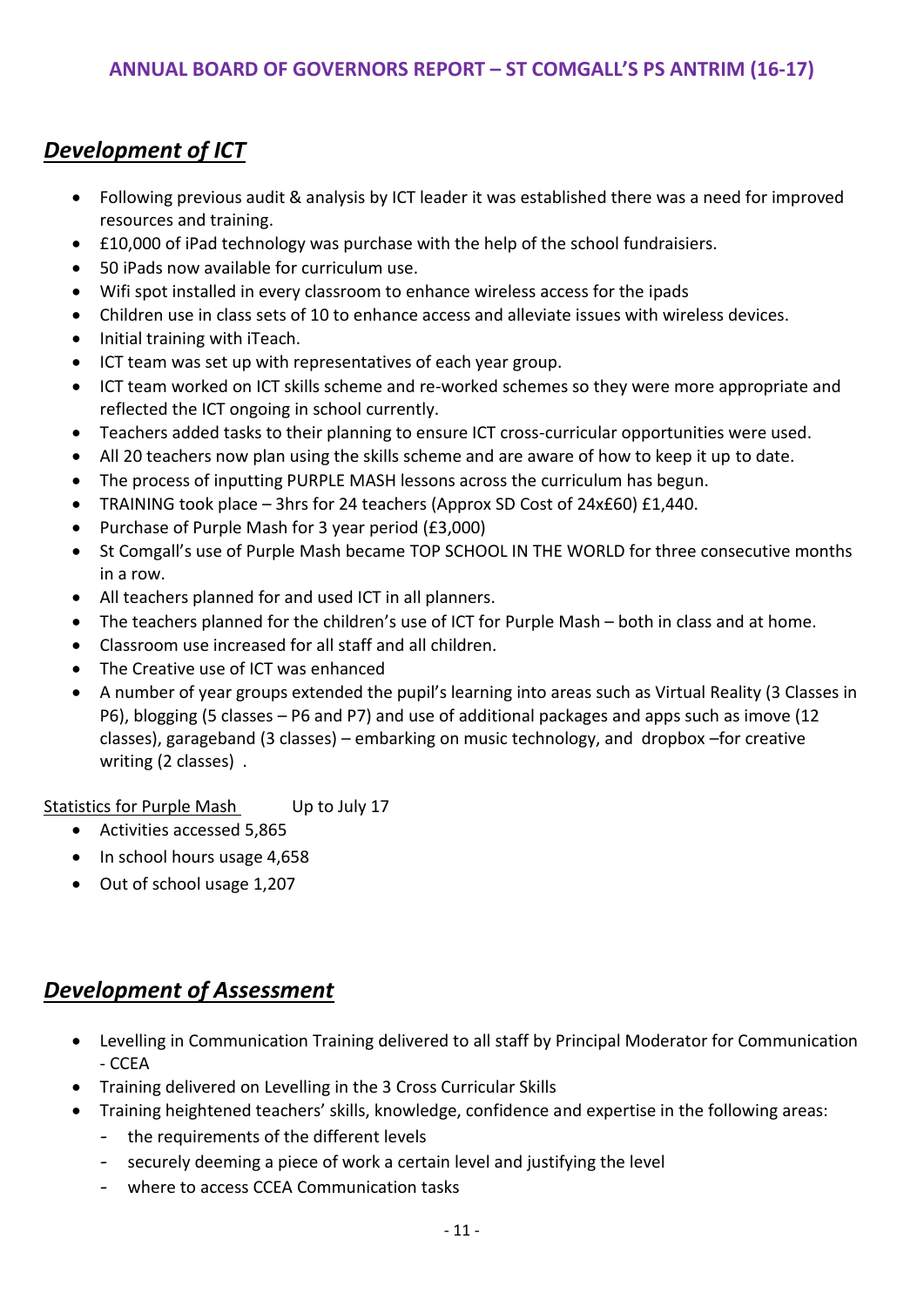## *Development of ICT*

- Following previous audit & analysis by ICT leader it was established there was a need for improved resources and training.
- £10,000 of iPad technology was purchase with the help of the school fundraisiers.
- 50 iPads now available for curriculum use.
- Wifi spot installed in every classroom to enhance wireless access for the ipads
- Children use in class sets of 10 to enhance access and alleviate issues with wireless devices.
- Initial training with iTeach.
- ICT team was set up with representatives of each year group.
- ICT team worked on ICT skills scheme and re-worked schemes so they were more appropriate and reflected the ICT ongoing in school currently.
- Teachers added tasks to their planning to ensure ICT cross-curricular opportunities were used.
- All 20 teachers now plan using the skills scheme and are aware of how to keep it up to date.
- The process of inputting PURPLE MASH lessons across the curriculum has begun.
- TRAINING took place – 3hrs for 24 teachers (Approx SD Cost of 24x£60) £1,440.
- Purchase of Purple Mash for 3 year period (£3,000)
- St Comgall's use of Purple Mash became TOP SCHOOL IN THE WORLD for three consecutive months in a row.
- All teachers planned for and used ICT in all planners.
- The teachers planned for the children's use of ICT for Purple Mash – both in class and at home.
- Classroom use increased for all staff and all children.
- The Creative use of ICT was enhanced
- A number of year groups extended the pupil's learning into areas such as Virtual Reality (3 Classes in P6), blogging (5 classes – P6 and P7) and use of additional packages and apps such as imove (12 classes), garageband (3 classes) – embarking on music technology, and dropbox –for creative writing (2 classes) .

Statistics for Purple Mash Up to July 17

- Activities accessed 5,865
- In school hours usage 4,658
- Out of school usage 1,207

## *Development of Assessment*

- Levelling in Communication Training delivered to all staff by Principal Moderator for Communication - CCEA
- Training delivered on Levelling in the 3 Cross Curricular Skills
- Training heightened teachers' skills, knowledge, confidence and expertise in the following areas:
  - the requirements of the different levels
  - securely deeming a piece of work a certain level and justifying the level
  - where to access CCEA Communication tasks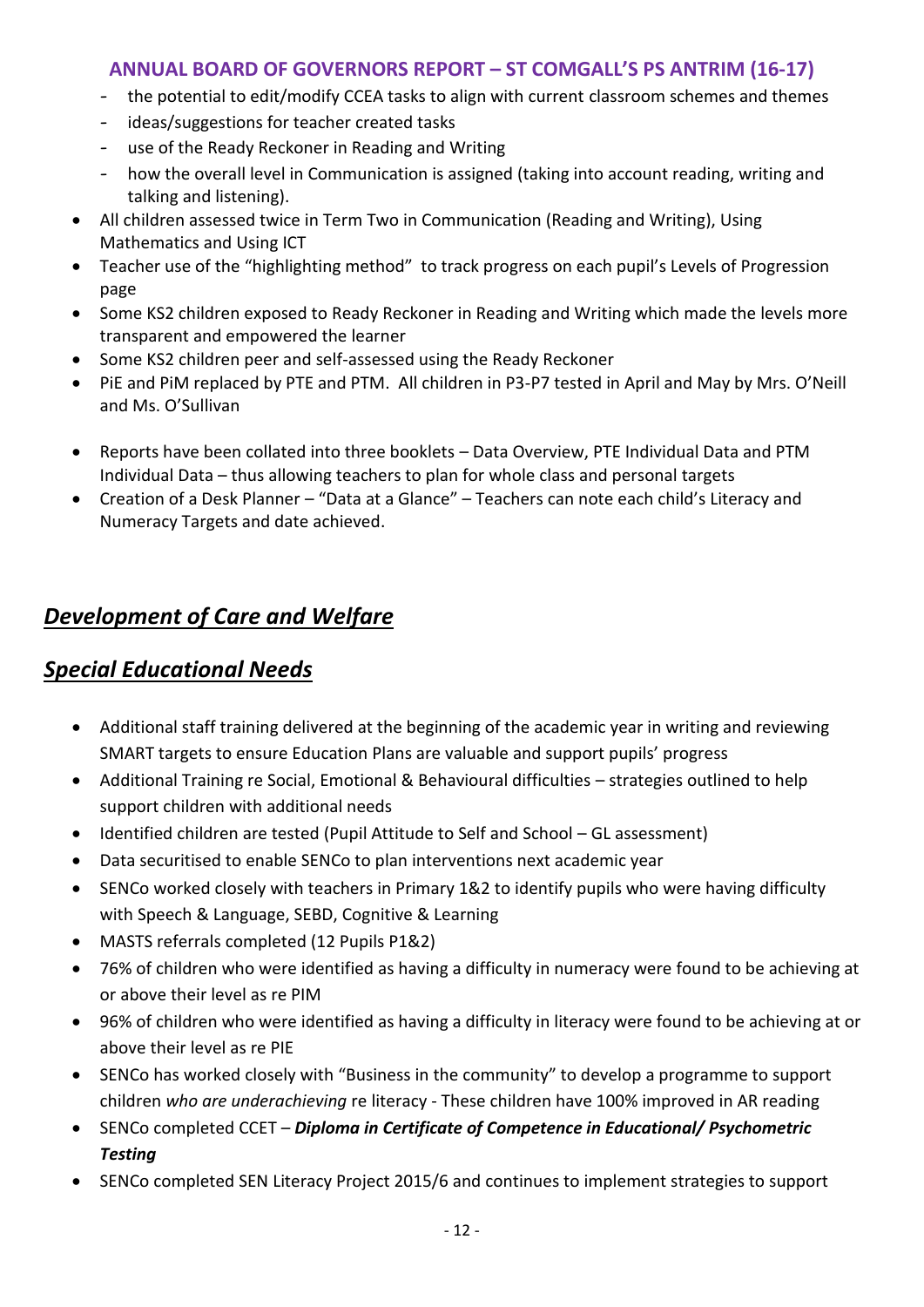- the potential to edit/modify CCEA tasks to align with current classroom schemes and themes
  - ideas/suggestions for teacher created tasks
  - use of the Ready Reckoner in Reading and Writing
  - how the overall level in Communication is assigned (taking into account reading, writing and talking and listening).
- All children assessed twice in Term Two in Communication (Reading and Writing), Using Mathematics and Using ICT
- Teacher use of the "highlighting method" to track progress on each pupil's Levels of Progression page
- Some KS2 children exposed to Ready Reckoner in Reading and Writing which made the levels more transparent and empowered the learner
- Some KS2 children peer and self-assessed using the Ready Reckoner
- PiE and PiM replaced by PTE and PTM. All children in P3-P7 tested in April and May by Mrs. O'Neill and Ms. O'Sullivan

- Reports have been collated into three booklets – Data Overview, PTE Individual Data and PTM Individual Data – thus allowing teachers to plan for whole class and personal targets
- Creation of a Desk Planner – "Data at a Glance" – Teachers can note each child's Literacy and Numeracy Targets and date achieved.

## ***Development of Care and Welfare***

## ***Special Educational Needs***

- Additional staff training delivered at the beginning of the academic year in writing and reviewing SMART targets to ensure Education Plans are valuable and support pupils' progress
- Additional Training re Social, Emotional & Behavioural difficulties – strategies outlined to help support children with additional needs
- Identified children are tested (Pupil Attitude to Self and School – GL assessment)
- Data securitised to enable SENCo to plan interventions next academic year
- SENCo worked closely with teachers in Primary 1&2 to identify pupils who were having difficulty with Speech & Language, SEBD, Cognitive & Learning
- MASTS referrals completed (12 Pupils P1&2)
- 76% of children who were identified as having a difficulty in numeracy were found to be achieving at or above their level as re PIM
- 96% of children who were identified as having a difficulty in literacy were found to be achieving at or above their level as re PIE
- SENCo has worked closely with "Business in the community" to develop a programme to support children *who are underachieving* re literacy - These children have 100% improved in AR reading
- SENCo completed CCET – ***Diploma in Certificate of Competence in Educational/ Psychometric Testing***
- SENCo completed SEN Literacy Project 2015/6 and continues to implement strategies to support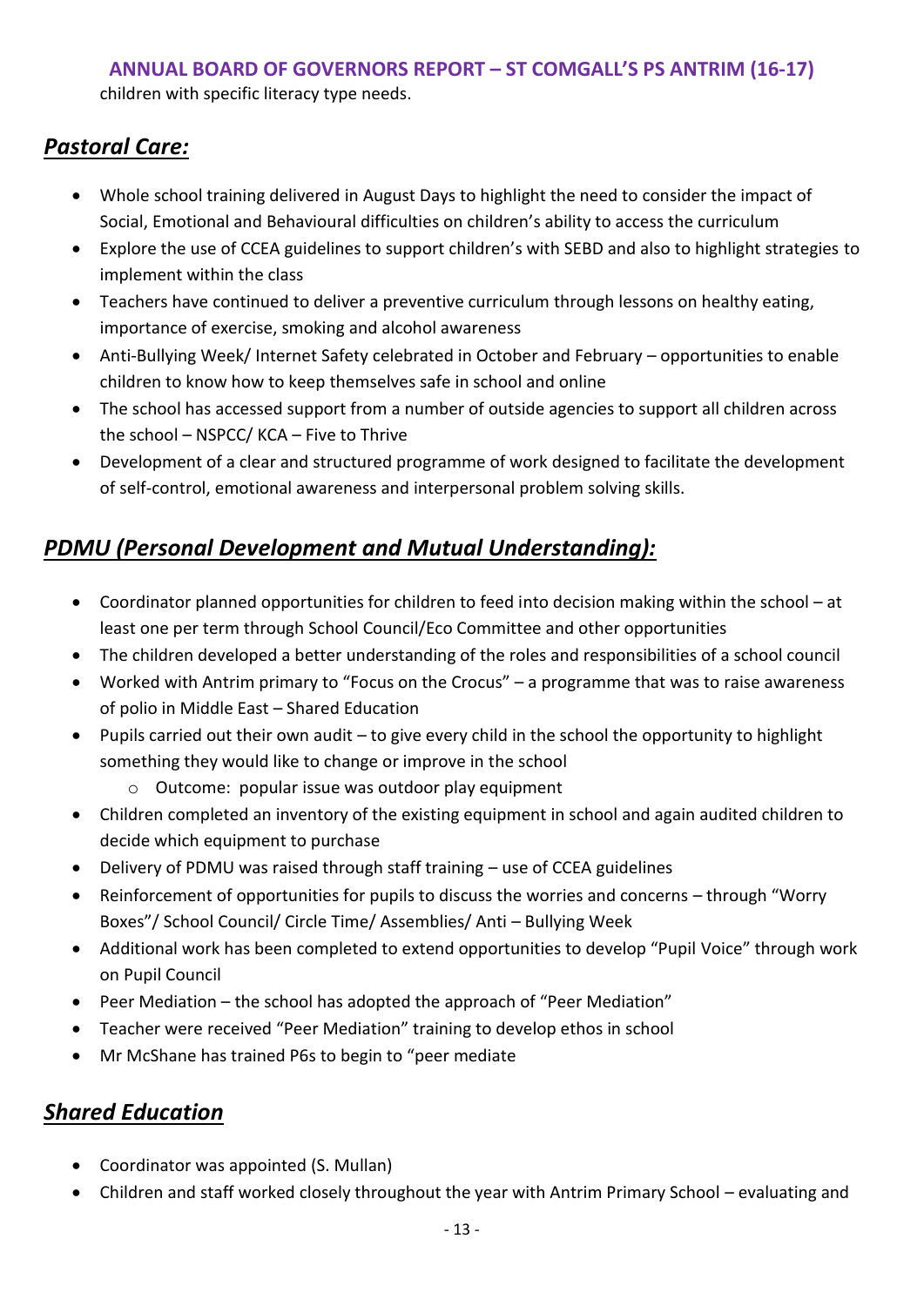children with specific literacy type needs.

## *Pastoral Care:*

- Whole school training delivered in August Days to highlight the need to consider the impact of Social, Emotional and Behavioural difficulties on children's ability to access the curriculum
- Explore the use of CCEA guidelines to support children's with SEBD and also to highlight strategies to implement within the class
- Teachers have continued to deliver a preventive curriculum through lessons on healthy eating, importance of exercise, smoking and alcohol awareness
- Anti-Bullying Week/ Internet Safety celebrated in October and February – opportunities to enable children to know how to keep themselves safe in school and online
- The school has accessed support from a number of outside agencies to support all children across the school – NSPCC/ KCA – Five to Thrive
- Development of a clear and structured programme of work designed to facilitate the development of self-control, emotional awareness and interpersonal problem solving skills.

## *PDMU (Personal Development and Mutual Understanding):*

- Coordinator planned opportunities for children to feed into decision making within the school – at least one per term through School Council/Eco Committee and other opportunities
- The children developed a better understanding of the roles and responsibilities of a school council
- Worked with Antrim primary to "Focus on the Crocus" – a programme that was to raise awareness of polio in Middle East – Shared Education
- Pupils carried out their own audit – to give every child in the school the opportunity to highlight something they would like to change or improve in the school
  - Outcome: popular issue was outdoor play equipment
- Children completed an inventory of the existing equipment in school and again audited children to decide which equipment to purchase
- Delivery of PDMU was raised through staff training – use of CCEA guidelines
- Reinforcement of opportunities for pupils to discuss the worries and concerns – through "Worry Boxes"/ School Council/ Circle Time/ Assemblies/ Anti – Bullying Week
- Additional work has been completed to extend opportunities to develop "Pupil Voice" through work on Pupil Council
- Peer Mediation – the school has adopted the approach of "Peer Mediation"
- Teacher were received "Peer Mediation" training to develop ethos in school
- Mr McShane has trained P6s to begin to "peer mediate

## *Shared Education*

- Coordinator was appointed (S. Mullan)
- Children and staff worked closely throughout the year with Antrim Primary School – evaluating and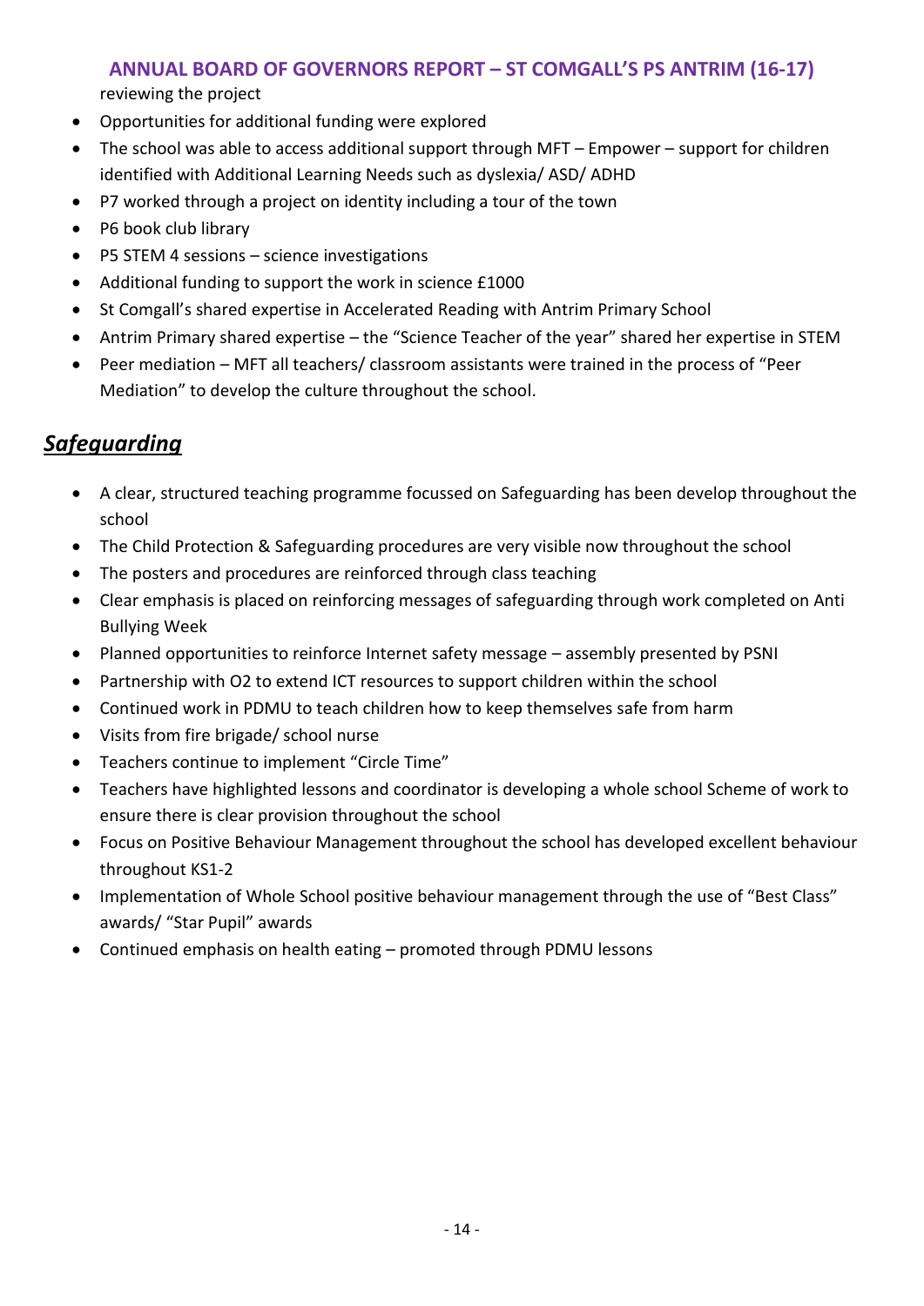reviewing the project

- Opportunities for additional funding were explored
- The school was able to access additional support through MFT – Empower – support for children identified with Additional Learning Needs such as dyslexia/ ASD/ ADHD
- P7 worked through a project on identity including a tour of the town
- P6 book club library
- P5 STEM 4 sessions – science investigations
- Additional funding to support the work in science £1000
- St Comgall's shared expertise in Accelerated Reading with Antrim Primary School
- Antrim Primary shared expertise – the "Science Teacher of the year" shared her expertise in STEM
- Peer mediation – MFT all teachers/ classroom assistants were trained in the process of "Peer Mediation" to develop the culture throughout the school.

## ***Safeguarding***

- A clear, structured teaching programme focussed on Safeguarding has been develop throughout the school
- The Child Protection & Safeguarding procedures are very visible now throughout the school
- The posters and procedures are reinforced through class teaching
- Clear emphasis is placed on reinforcing messages of safeguarding through work completed on Anti Bullying Week
- Planned opportunities to reinforce Internet safety message – assembly presented by PSNI
- Partnership with O2 to extend ICT resources to support children within the school
- Continued work in PDMU to teach children how to keep themselves safe from harm
- Visits from fire brigade/ school nurse
- Teachers continue to implement "Circle Time"
- Teachers have highlighted lessons and coordinator is developing a whole school Scheme of work to ensure there is clear provision throughout the school
- Focus on Positive Behaviour Management throughout the school has developed excellent behaviour throughout KS1-2
- Implementation of Whole School positive behaviour management through the use of "Best Class" awards/ "Star Pupil" awards
- Continued emphasis on health eating – promoted through PDMU lessons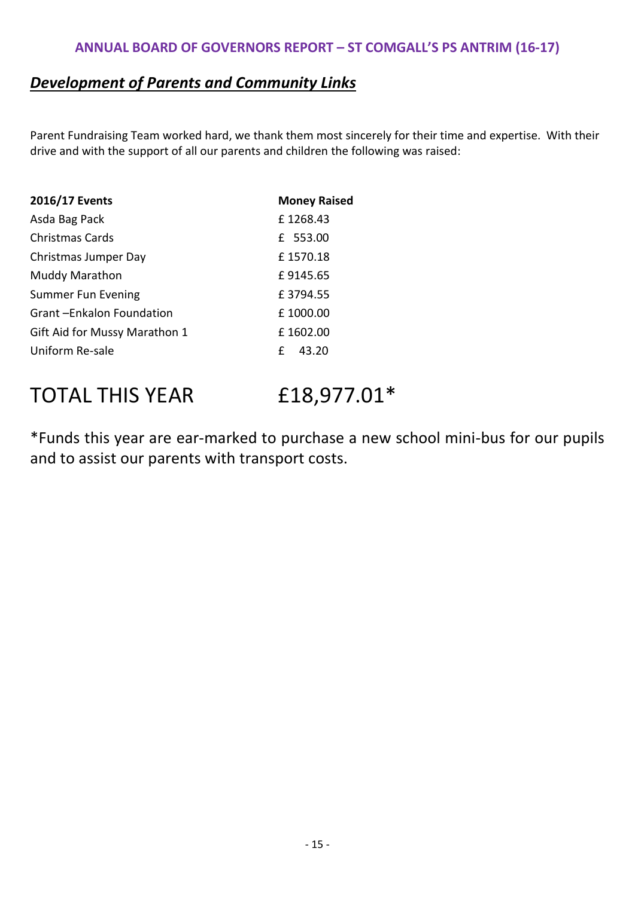## ***Development of Parents and Community Links***

Parent Fundraising Team worked hard, we thank them most sincerely for their time and expertise. With their drive and with the support of all our parents and children the following was raised:

| **2016/17 Events** | **Money Raised** |
|---|---|
| Asda Bag Pack | £ 1268.43 |
| Christmas Cards | £ 553.00 |
| Christmas Jumper Day | £ 1570.18 |
| Muddy Marathon | £ 9145.65 |
| Summer Fun Evening | £ 3794.55 |
| Grant –Enkalon Foundation | £ 1000.00 |
| Gift Aid for Mussy Marathon 1 | £ 1602.00 |
| Uniform Re-sale | £ 43.20 |

# TOTAL THIS YEAR £18,977.01*

*Funds this year are ear-marked to purchase a new school mini-bus for our pupils and to assist our parents with transport costs.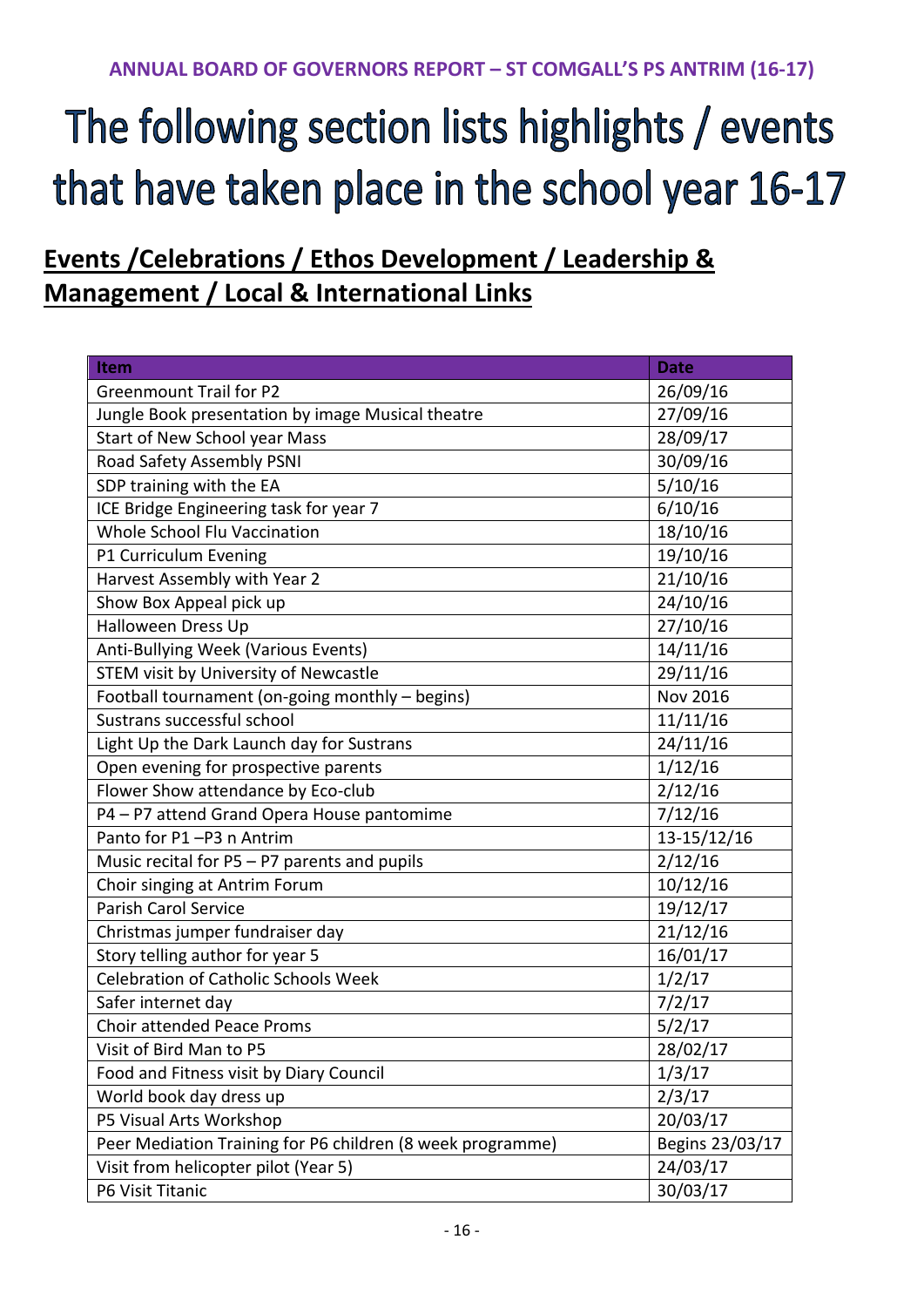# The following section lists highlights / events that have taken place in the school year 16-17

## Events /Celebrations / Ethos Development / Leadership & Management / Local & International Links

| Item | Date |
|---|---|
| Greenmount Trail for P2 | 26/09/16 |
| Jungle Book presentation by image Musical theatre | 27/09/16 |
| Start of New School year Mass | 28/09/17 |
| Road Safety Assembly PSNI | 30/09/16 |
| SDP training with the EA | 5/10/16 |
| ICE Bridge Engineering task for year 7 | 6/10/16 |
| Whole School Flu Vaccination | 18/10/16 |
| P1 Curriculum Evening | 19/10/16 |
| Harvest Assembly with Year 2 | 21/10/16 |
| Show Box Appeal pick up | 24/10/16 |
| Halloween Dress Up | 27/10/16 |
| Anti-Bullying Week (Various Events) | 14/11/16 |
| STEM visit by University of Newcastle | 29/11/16 |
| Football tournament (on-going monthly – begins) | Nov 2016 |
| Sustrans successful school | 11/11/16 |
| Light Up the Dark Launch day for Sustrans | 24/11/16 |
| Open evening for prospective parents | 1/12/16 |
| Flower Show attendance by Eco-club | 2/12/16 |
| P4 – P7 attend Grand Opera House pantomime | 7/12/16 |
| Panto for P1 –P3 n Antrim | 13-15/12/16 |
| Music recital for P5 – P7 parents and pupils | 2/12/16 |
| Choir singing at Antrim Forum | 10/12/16 |
| Parish Carol Service | 19/12/17 |
| Christmas jumper fundraiser day | 21/12/16 |
| Story telling author for year 5 | 16/01/17 |
| Celebration of Catholic Schools Week | 1/2/17 |
| Safer internet day | 7/2/17 |
| Choir attended Peace Proms | 5/2/17 |
| Visit of Bird Man to P5 | 28/02/17 |
| Food and Fitness visit by Diary Council | 1/3/17 |
| World book day dress up | 2/3/17 |
| P5 Visual Arts Workshop | 20/03/17 |
| Peer Mediation Training for P6 children (8 week programme) | Begins 23/03/17 |
| Visit from helicopter pilot (Year 5) | 24/03/17 |
| P6 Visit Titanic | 30/03/17 |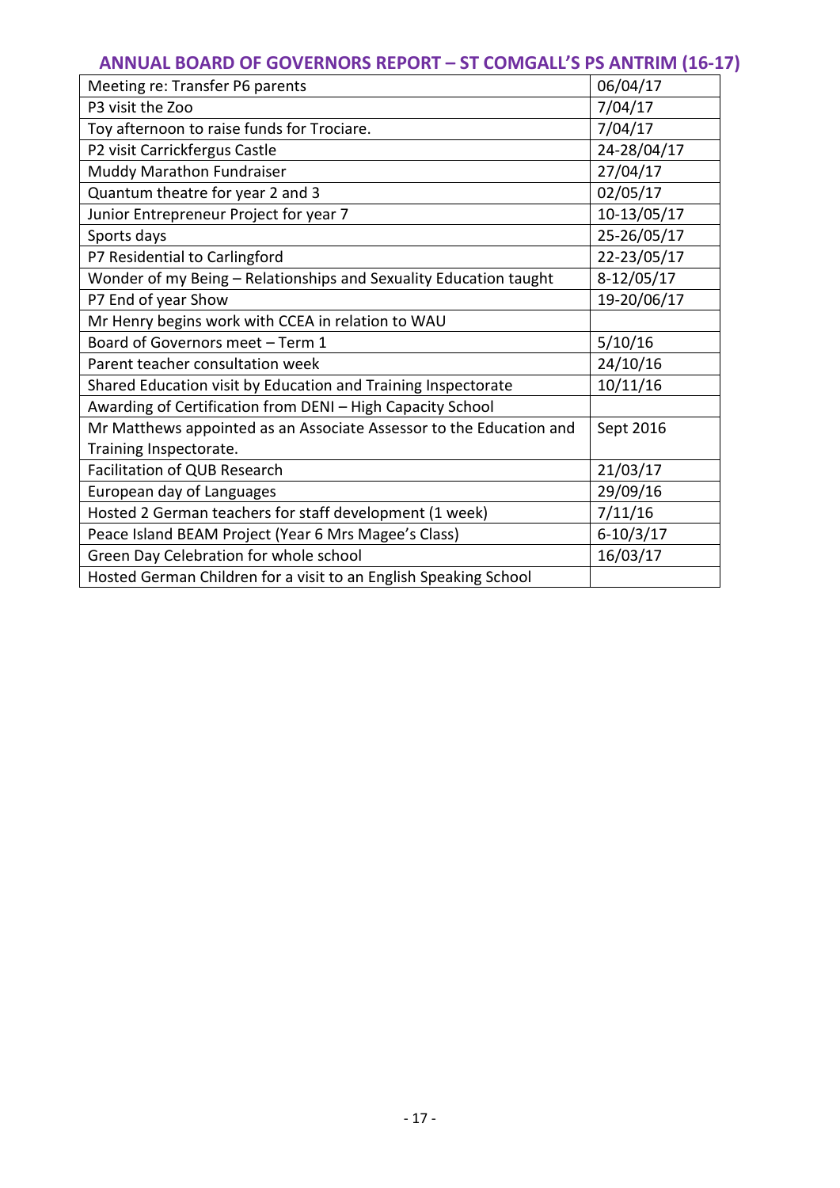## ANNUAL BOARD OF GOVERNORS REPORT – ST COMGALL'S PS ANTRIM (16-17)

| | |
|---|---|
| Meeting re: Transfer P6 parents | 06/04/17 |
| P3 visit the Zoo | 7/04/17 |
| Toy afternoon to raise funds for Trociare. | 7/04/17 |
| P2 visit Carrickfergus Castle | 24-28/04/17 |
| Muddy Marathon Fundraiser | 27/04/17 |
| Quantum theatre for year 2 and 3 | 02/05/17 |
| Junior Entrepreneur Project for year 7 | 10-13/05/17 |
| Sports days | 25-26/05/17 |
| P7 Residential to Carlingford | 22-23/05/17 |
| Wonder of my Being – Relationships and Sexuality Education taught | 8-12/05/17 |
| P7 End of year Show | 19-20/06/17 |
| Mr Henry begins work with CCEA in relation to WAU | |
| Board of Governors meet – Term 1 | 5/10/16 |
| Parent teacher consultation week | 24/10/16 |
| Shared Education visit by Education and Training Inspectorate | 10/11/16 |
| Awarding of Certification from DENI – High Capacity School | |
| Mr Matthews appointed as an Associate Assessor to the Education and Training Inspectorate. | Sept 2016 |
| Facilitation of QUB Research | 21/03/17 |
| European day of Languages | 29/09/16 |
| Hosted 2 German teachers for staff development (1 week) | 7/11/16 |
| Peace Island BEAM Project (Year 6 Mrs Magee's Class) | 6-10/3/17 |
| Green Day Celebration for whole school | 16/03/17 |
| Hosted German Children for a visit to an English Speaking School | |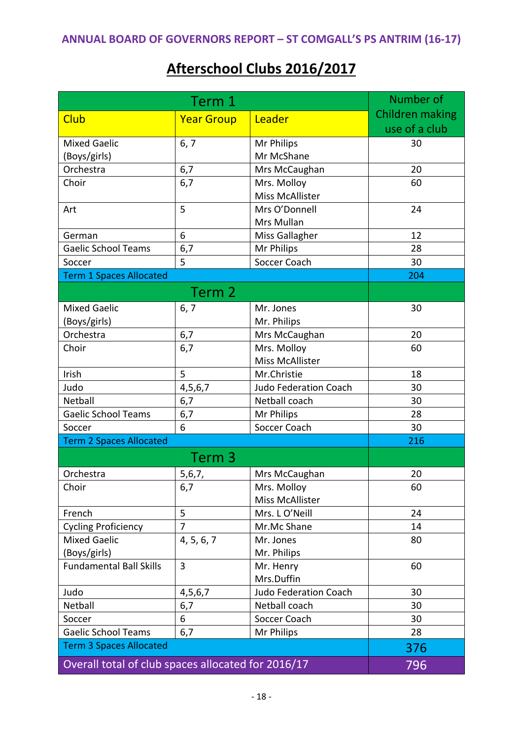# Afterschool Clubs 2016/2017

| Club | Year Group | Leader | Number of Children making use of a club |
|---|---|---|---|
| **Term 1** | | | |
| Mixed Gaelic (Boys/girls) | 6, 7 | Mr Philips<br>Mr McShane | 30 |
| Orchestra | 6,7 | Mrs McCaughan | 20 |
| Choir | 6,7 | Mrs. Molloy<br>Miss McAllister | 60 |
| Art | 5 | Mrs O'Donnell<br>Mrs Mullan | 24 |
| German | 6 | Miss Gallagher | 12 |
| Gaelic School Teams | 6,7 | Mr Philips | 28 |
| Soccer | 5 | Soccer Coach | 30 |
| Term 1 Spaces Allocated | | | 204 |
| **Term 2** | | | |
| Mixed Gaelic (Boys/girls) | 6, 7 | Mr. Jones<br>Mr. Philips | 30 |
| Orchestra | 6,7 | Mrs McCaughan | 20 |
| Choir | 6,7 | Mrs. Molloy<br>Miss McAllister | 60 |
| Irish | 5 | Mr.Christie | 18 |
| Judo | 4,5,6,7 | Judo Federation Coach | 30 |
| Netball | 6,7 | Netball coach | 30 |
| Gaelic School Teams | 6,7 | Mr Philips | 28 |
| Soccer | 6 | Soccer Coach | 30 |
| Term 2 Spaces Allocated | | | 216 |
| **Term 3** | | | |
| Orchestra | 5,6,7, | Mrs McCaughan | 20 |
| Choir | 6,7 | Mrs. Molloy<br>Miss McAllister | 60 |
| French | 5 | Mrs. L O'Neill | 24 |
| Cycling Proficiency | 7 | Mr.Mc Shane | 14 |
| Mixed Gaelic (Boys/girls) | 4, 5, 6, 7 | Mr. Jones<br>Mr. Philips | 80 |
| Fundamental Ball Skills | 3 | Mr. Henry<br>Mrs.Duffin | 60 |
| Judo | 4,5,6,7 | Judo Federation Coach | 30 |
| Netball | 6,7 | Netball coach | 30 |
| Soccer | 6 | Soccer Coach | 30 |
| Gaelic School Teams | 6,7 | Mr Philips | 28 |
| Term 3 Spaces Allocated | | | 376 |
| Overall total of club spaces allocated for 2016/17 | | | 796 |